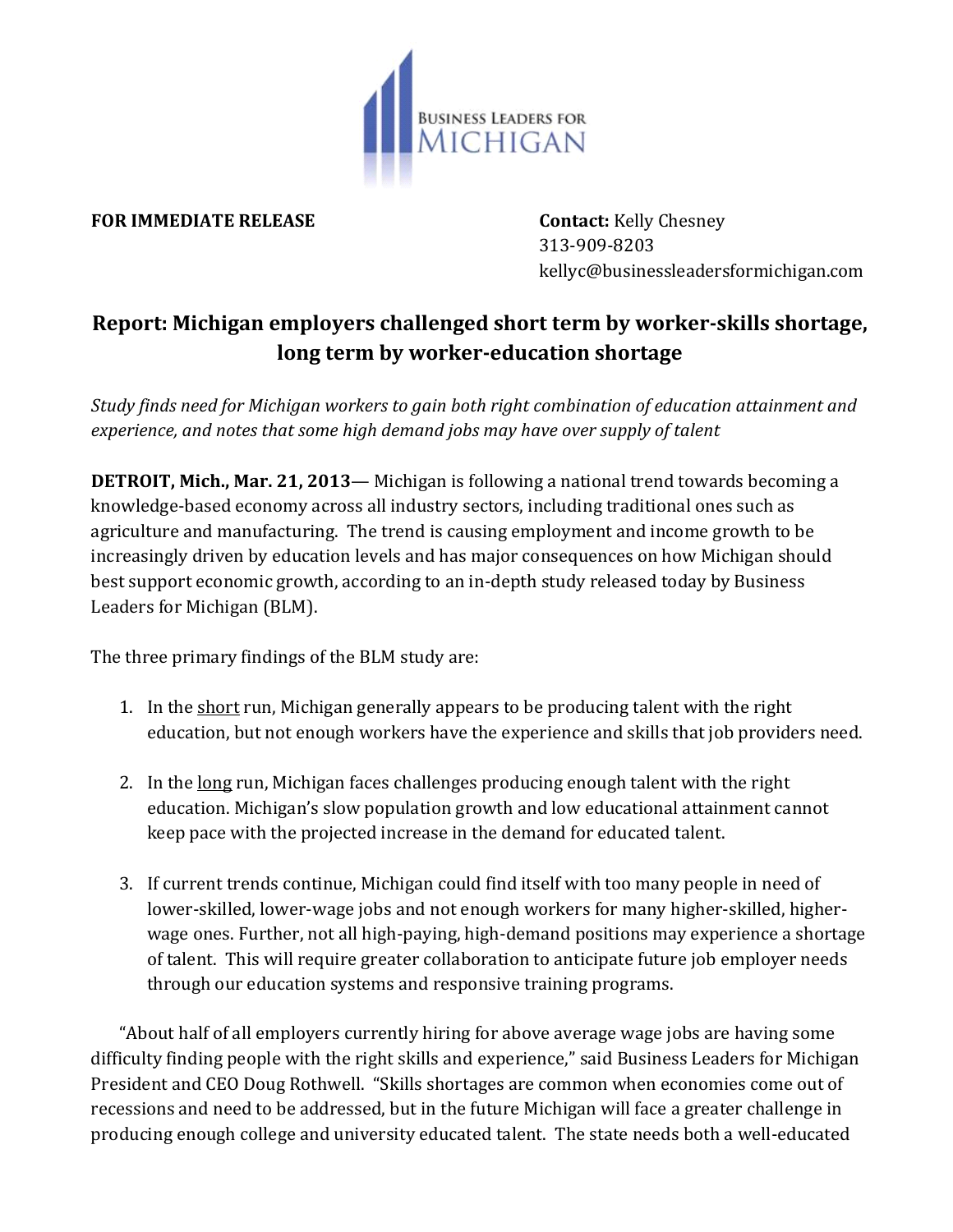**FOR IMMEDIATE RELEASE**

**Contact:** Kelly Chesney
313-909-8203
kellyc@businessleadersformichigan.com

## Report: Michigan employers challenged short term by worker-skills shortage, long term by worker-education shortage

*Study finds need for Michigan workers to gain both right combination of education attainment and experience, and notes that some high demand jobs may have over supply of talent*

**DETROIT, Mich., Mar. 21, 2013**— Michigan is following a national trend towards becoming a knowledge-based economy across all industry sectors, including traditional ones such as agriculture and manufacturing. The trend is causing employment and income growth to be increasingly driven by education levels and has major consequences on how Michigan should best support economic growth, according to an in-depth study released today by Business Leaders for Michigan (BLM).

The three primary findings of the BLM study are:

1. In the <u>short</u> run, Michigan generally appears to be producing talent with the right education, but not enough workers have the experience and skills that job providers need.

2. In the <u>long</u> run, Michigan faces challenges producing enough talent with the right education. Michigan's slow population growth and low educational attainment cannot keep pace with the projected increase in the demand for educated talent.

3. If current trends continue, Michigan could find itself with too many people in need of lower-skilled, lower-wage jobs and not enough workers for many higher-skilled, higher-wage ones. Further, not all high-paying, high-demand positions may experience a shortage of talent. This will require greater collaboration to anticipate future job employer needs through our education systems and responsive training programs.

"About half of all employers currently hiring for above average wage jobs are having some difficulty finding people with the right skills and experience," said Business Leaders for Michigan President and CEO Doug Rothwell. "Skills shortages are common when economies come out of recessions and need to be addressed, but in the future Michigan will face a greater challenge in producing enough college and university educated talent. The state needs both a well-educated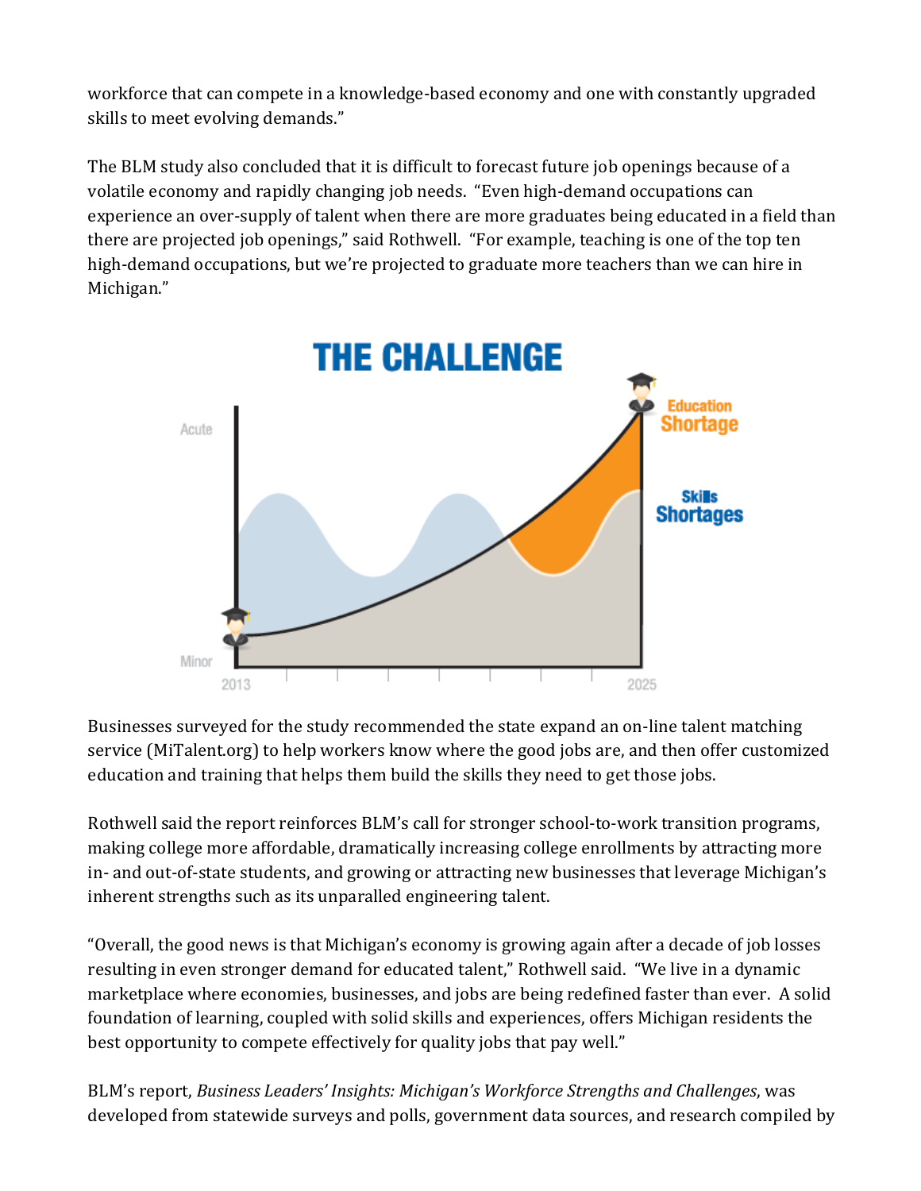workforce that can compete in a knowledge-based economy and one with constantly upgraded skills to meet evolving demands."

The BLM study also concluded that it is difficult to forecast future job openings because of a volatile economy and rapidly changing job needs. "Even high-demand occupations can experience an over-supply of talent when there are more graduates being educated in a field than there are projected job openings," said Rothwell. "For example, teaching is one of the top ten high-demand occupations, but we're projected to graduate more teachers than we can hire in Michigan."

Businesses surveyed for the study recommended the state expand an on-line talent matching service (MiTalent.org) to help workers know where the good jobs are, and then offer customized education and training that helps them build the skills they need to get those jobs.

Rothwell said the report reinforces BLM's call for stronger school-to-work transition programs, making college more affordable, dramatically increasing college enrollments by attracting more in- and out-of-state students, and growing or attracting new businesses that leverage Michigan's inherent strengths such as its unparalled engineering talent.

"Overall, the good news is that Michigan's economy is growing again after a decade of job losses resulting in even stronger demand for educated talent," Rothwell said. "We live in a dynamic marketplace where economies, businesses, and jobs are being redefined faster than ever. A solid foundation of learning, coupled with solid skills and experiences, offers Michigan residents the best opportunity to compete effectively for quality jobs that pay well."

BLM's report, *Business Leaders' Insights: Michigan's Workforce Strengths and Challenges*, was developed from statewide surveys and polls, government data sources, and research compiled by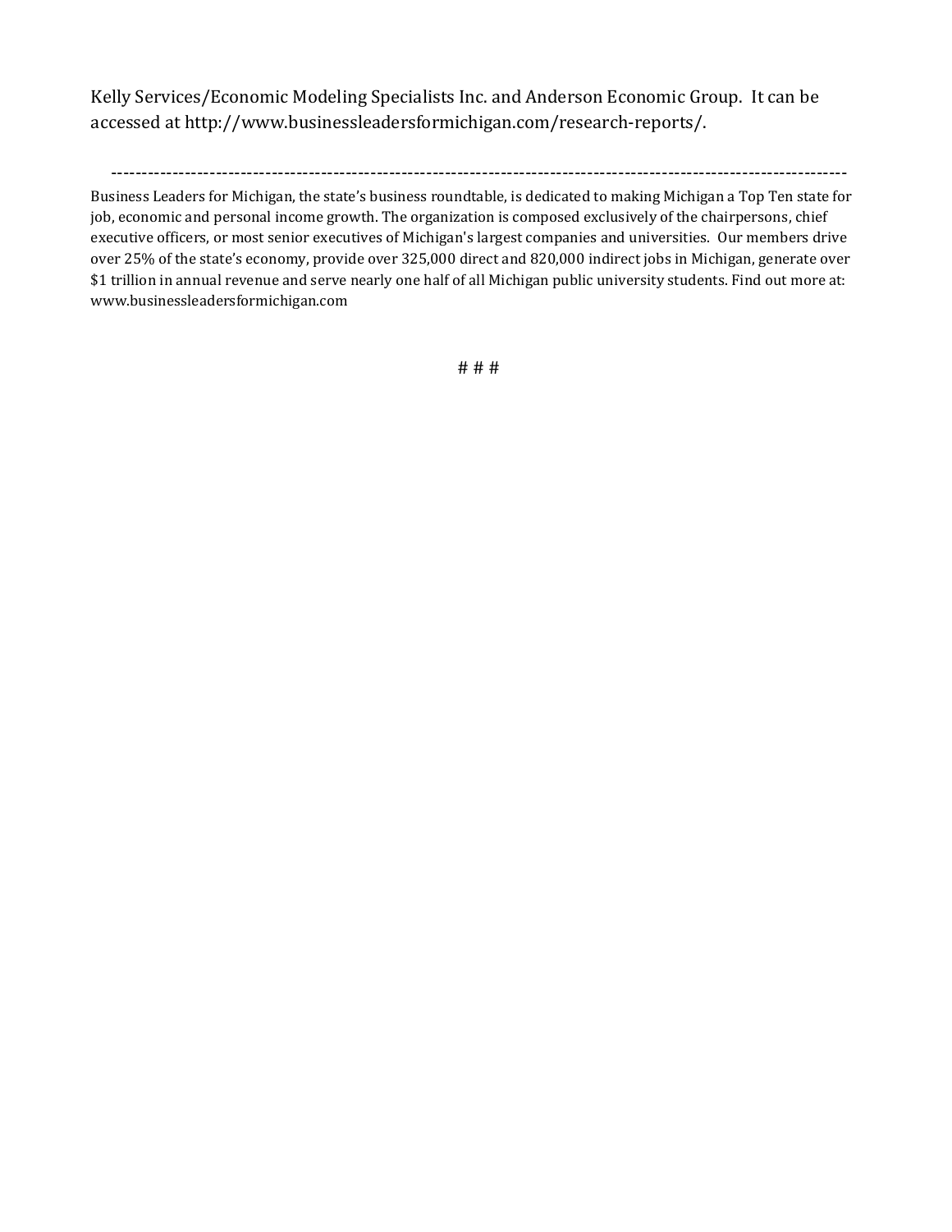Kelly Services/Economic Modeling Specialists Inc. and Anderson Economic Group. It can be accessed at http://www.businessleadersformichigan.com/research-reports/.

---

Business Leaders for Michigan, the state's business roundtable, is dedicated to making Michigan a Top Ten state for job, economic and personal income growth. The organization is composed exclusively of the chairpersons, chief executive officers, or most senior executives of Michigan's largest companies and universities. Our members drive over 25% of the state's economy, provide over 325,000 direct and 820,000 indirect jobs in Michigan, generate over $1 trillion in annual revenue and serve nearly one half of all Michigan public university students. Find out more at: www.businessleadersformichigan.com

# # #